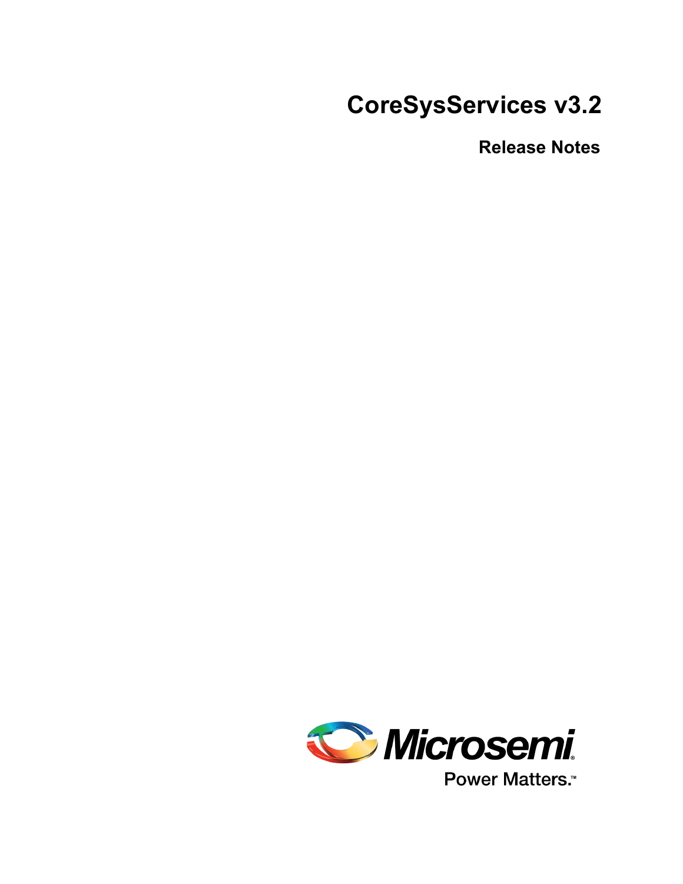# CoreSysServices v3.2

## Release Notes

Microsemi

Power Matters.™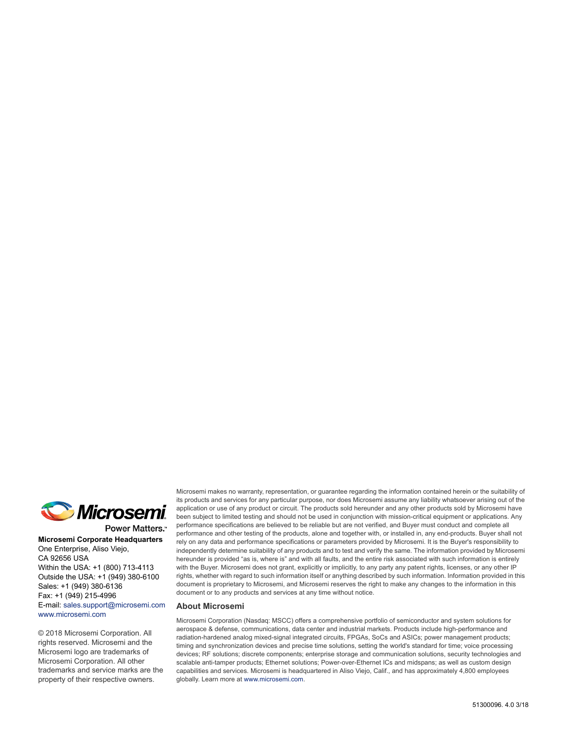Microsemi

Power Matters.™

**Microsemi Corporate Headquarters**
One Enterprise, Aliso Viejo,
CA 92656 USA
Within the USA: +1 (800) 713-4113
Outside the USA: +1 (949) 380-6100
Sales: +1 (949) 380-6136
Fax: +1 (949) 215-4996
E-mail: sales.support@microsemi.com
www.microsemi.com

© 2018 Microsemi Corporation. All rights reserved. Microsemi and the Microsemi logo are trademarks of Microsemi Corporation. All other trademarks and service marks are the property of their respective owners.

Microsemi makes no warranty, representation, or guarantee regarding the information contained herein or the suitability of its products and services for any particular purpose, nor does Microsemi assume any liability whatsoever arising out of the application or use of any product or circuit. The products sold hereunder and any other products sold by Microsemi have been subject to limited testing and should not be used in conjunction with mission-critical equipment or applications. Any performance specifications are believed to be reliable but are not verified, and Buyer must conduct and complete all performance and other testing of the products, alone and together with, or installed in, any end-products. Buyer shall not rely on any data and performance specifications or parameters provided by Microsemi. It is the Buyer's responsibility to independently determine suitability of any products and to test and verify the same. The information provided by Microsemi hereunder is provided "as is, where is" and with all faults, and the entire risk associated with such information is entirely with the Buyer. Microsemi does not grant, explicitly or implicitly, to any party any patent rights, licenses, or any other IP rights, whether with regard to such information itself or anything described by such information. Information provided in this document is proprietary to Microsemi, and Microsemi reserves the right to make any changes to the information in this document or to any products and services at any time without notice.

### About Microsemi

Microsemi Corporation (Nasdaq: MSCC) offers a comprehensive portfolio of semiconductor and system solutions for aerospace & defense, communications, data center and industrial markets. Products include high-performance and radiation-hardened analog mixed-signal integrated circuits, FPGAs, SoCs and ASICs; power management products; timing and synchronization devices and precise time solutions, setting the world's standard for time; voice processing devices; RF solutions; discrete components; enterprise storage and communication solutions, security technologies and scalable anti-tamper products; Ethernet solutions; Power-over-Ethernet ICs and midspans; as well as custom design capabilities and services. Microsemi is headquartered in Aliso Viejo, Calif., and has approximately 4,800 employees globally. Learn more at www.microsemi.com.

51300096. 4.0 3/18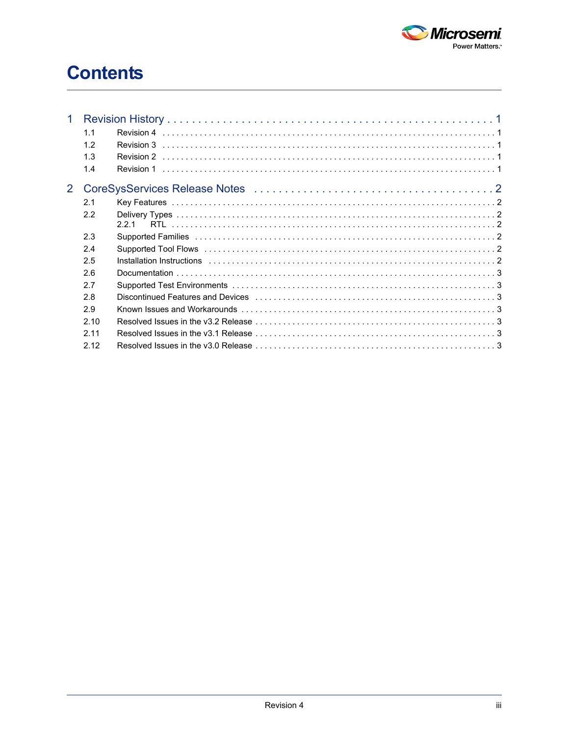# Contents

1 Revision History . . . . . . . . . . . . . . . . . . . . . . . . . . . . . . . . . . . . . . . . . . . . . . . . . . 1

- 1.1 Revision 4 . . . . . . . . . . . . . . . . . . . . . . . . . . . . . . . . . . . . . . . . . . . . . . . . . . . . . . . . . 1
- 1.2 Revision 3 . . . . . . . . . . . . . . . . . . . . . . . . . . . . . . . . . . . . . . . . . . . . . . . . . . . . . . . . . 1
- 1.3 Revision 2 . . . . . . . . . . . . . . . . . . . . . . . . . . . . . . . . . . . . . . . . . . . . . . . . . . . . . . . . . 1
- 1.4 Revision 1 . . . . . . . . . . . . . . . . . . . . . . . . . . . . . . . . . . . . . . . . . . . . . . . . . . . . . . . . . 1

2 CoreSysServices Release Notes . . . . . . . . . . . . . . . . . . . . . . . . . . . . . . . . . . . . . 2

- 2.1 Key Features . . . . . . . . . . . . . . . . . . . . . . . . . . . . . . . . . . . . . . . . . . . . . . . . . . . . . . . . 2
- 2.2 Delivery Types . . . . . . . . . . . . . . . . . . . . . . . . . . . . . . . . . . . . . . . . . . . . . . . . . . . . . . 2
  - 2.2.1 RTL . . . . . . . . . . . . . . . . . . . . . . . . . . . . . . . . . . . . . . . . . . . . . . . . . . . . . . . . . 2
- 2.3 Supported Families . . . . . . . . . . . . . . . . . . . . . . . . . . . . . . . . . . . . . . . . . . . . . . . . . . . 2
- 2.4 Supported Tool Flows . . . . . . . . . . . . . . . . . . . . . . . . . . . . . . . . . . . . . . . . . . . . . . . . . 2
- 2.5 Installation Instructions . . . . . . . . . . . . . . . . . . . . . . . . . . . . . . . . . . . . . . . . . . . . . . . . 2
- 2.6 Documentation . . . . . . . . . . . . . . . . . . . . . . . . . . . . . . . . . . . . . . . . . . . . . . . . . . . . . . 3
- 2.7 Supported Test Environments . . . . . . . . . . . . . . . . . . . . . . . . . . . . . . . . . . . . . . . . . . . 3
- 2.8 Discontinued Features and Devices . . . . . . . . . . . . . . . . . . . . . . . . . . . . . . . . . . . . . . 3
- 2.9 Known Issues and Workarounds . . . . . . . . . . . . . . . . . . . . . . . . . . . . . . . . . . . . . . . . . 3
- 2.10 Resolved Issues in the v3.2 Release . . . . . . . . . . . . . . . . . . . . . . . . . . . . . . . . . . . . . 3
- 2.11 Resolved Issues in the v3.1 Release . . . . . . . . . . . . . . . . . . . . . . . . . . . . . . . . . . . . . 3
- 2.12 Resolved Issues in the v3.0 Release . . . . . . . . . . . . . . . . . . . . . . . . . . . . . . . . . . . . . 3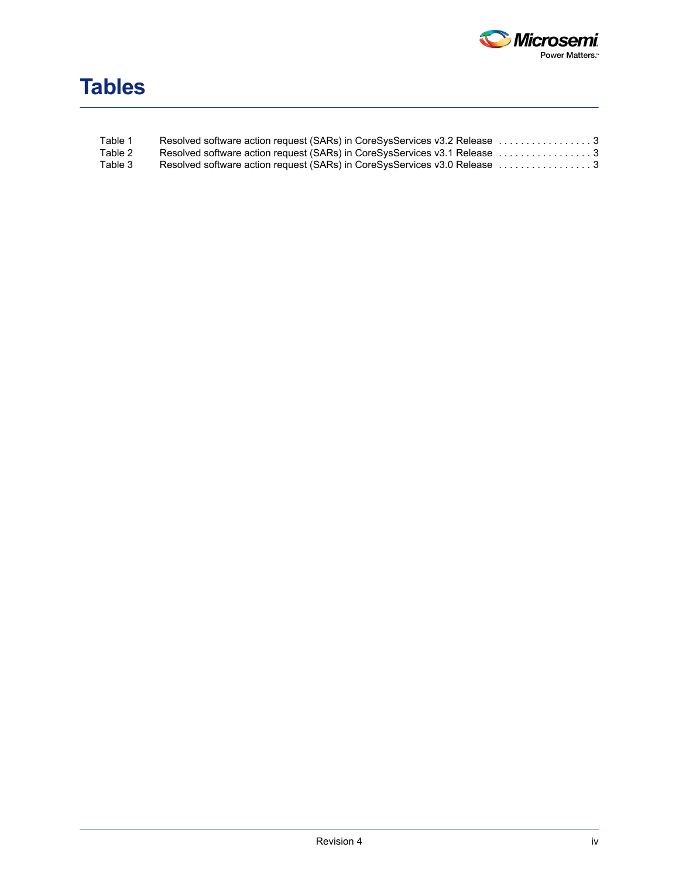# Tables

Table 1 Resolved software action request (SARs) in CoreSysServices v3.2 Release . . . . . . . . . . . . . . . . . 3
Table 2 Resolved software action request (SARs) in CoreSysServices v3.1 Release . . . . . . . . . . . . . . . . . 3
Table 3 Resolved software action request (SARs) in CoreSysServices v3.0 Release . . . . . . . . . . . . . . . . . 3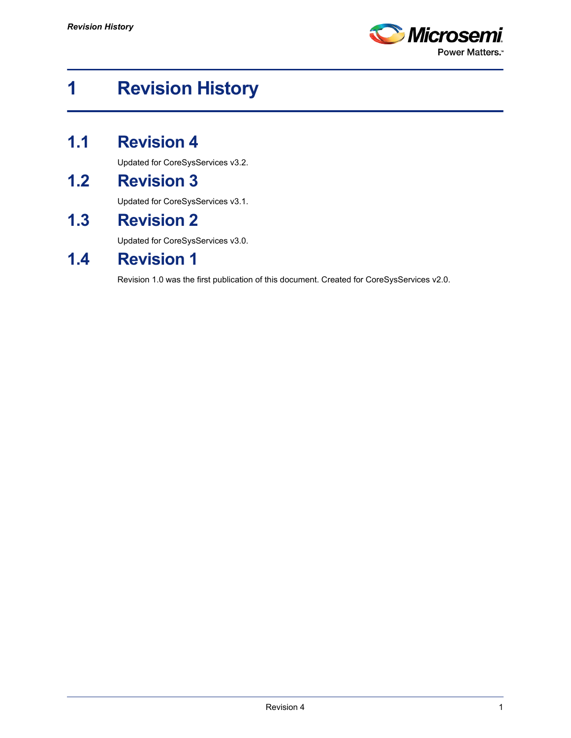# 1 Revision History

## 1.1 Revision 4

Updated for CoreSysServices v3.2.

## 1.2 Revision 3

Updated for CoreSysServices v3.1.

## 1.3 Revision 2

Updated for CoreSysServices v3.0.

## 1.4 Revision 1

Revision 1.0 was the first publication of this document. Created for CoreSysServices v2.0.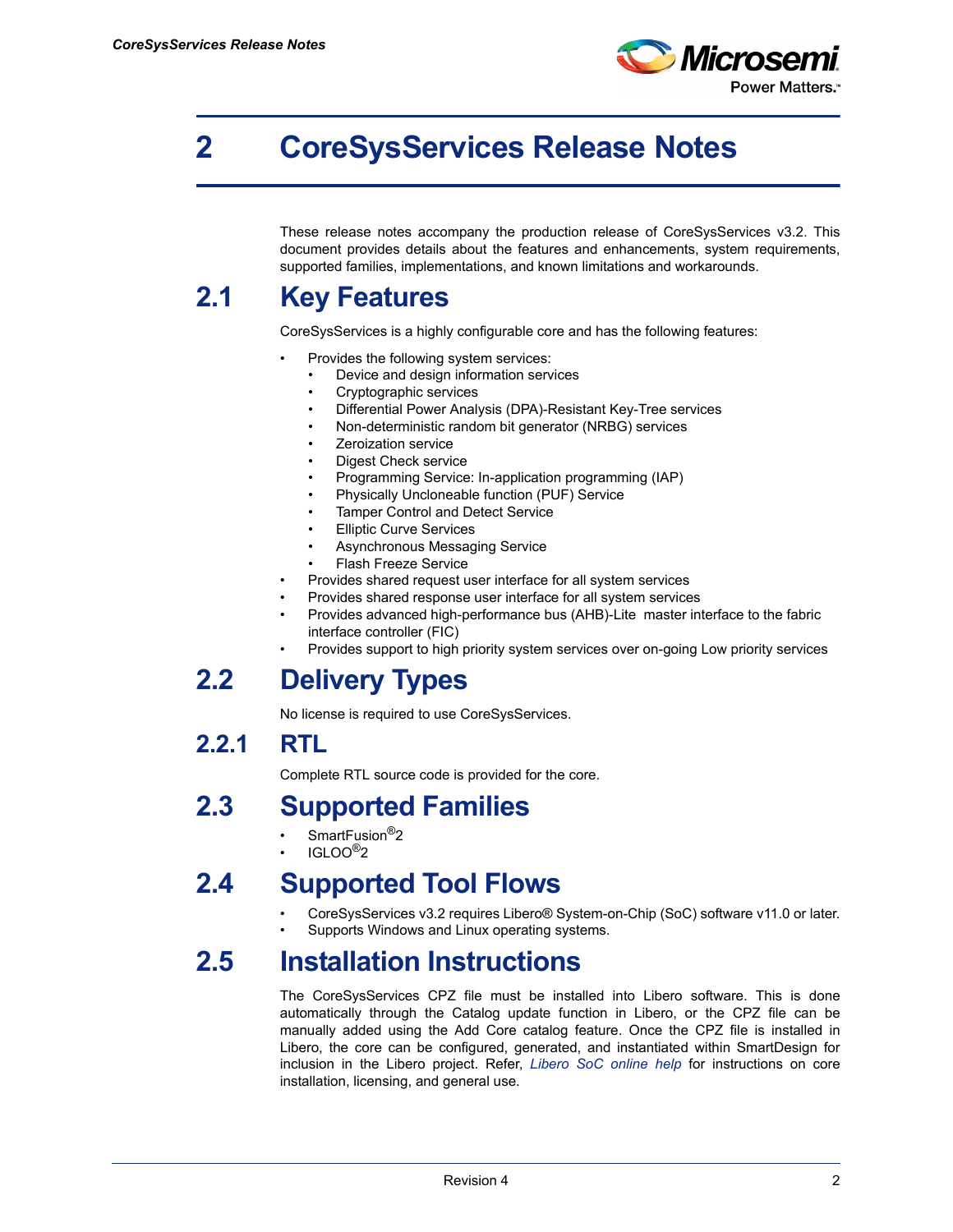# 2 CoreSysServices Release Notes

These release notes accompany the production release of CoreSysServices v3.2. This document provides details about the features and enhancements, system requirements, supported families, implementations, and known limitations and workarounds.

## 2.1 Key Features

CoreSysServices is a highly configurable core and has the following features:

- Provides the following system services:
  - Device and design information services
  - Cryptographic services
  - Differential Power Analysis (DPA)-Resistant Key-Tree services
  - Non-deterministic random bit generator (NRBG) services
  - Zeroization service
  - Digest Check service
  - Programming Service: In-application programming (IAP)
  - Physically Uncloneable function (PUF) Service
  - Tamper Control and Detect Service
  - Elliptic Curve Services
  - Asynchronous Messaging Service
  - Flash Freeze Service
- Provides shared request user interface for all system services
- Provides shared response user interface for all system services
- Provides advanced high-performance bus (AHB)-Lite master interface to the fabric interface controller (FIC)
- Provides support to high priority system services over on-going Low priority services

## 2.2 Delivery Types

No license is required to use CoreSysServices.

### 2.2.1 RTL

Complete RTL source code is provided for the core.

## 2.3 Supported Families

- SmartFusion®2
- IGLOO®2

## 2.4 Supported Tool Flows

- CoreSysServices v3.2 requires Libero® System-on-Chip (SoC) software v11.0 or later.
- Supports Windows and Linux operating systems.

## 2.5 Installation Instructions

The CoreSysServices CPZ file must be installed into Libero software. This is done automatically through the Catalog update function in Libero, or the CPZ file can be manually added using the Add Core catalog feature. Once the CPZ file is installed in Libero, the core can be configured, generated, and instantiated within SmartDesign for inclusion in the Libero project. Refer, *Libero SoC online help* for instructions on core installation, licensing, and general use.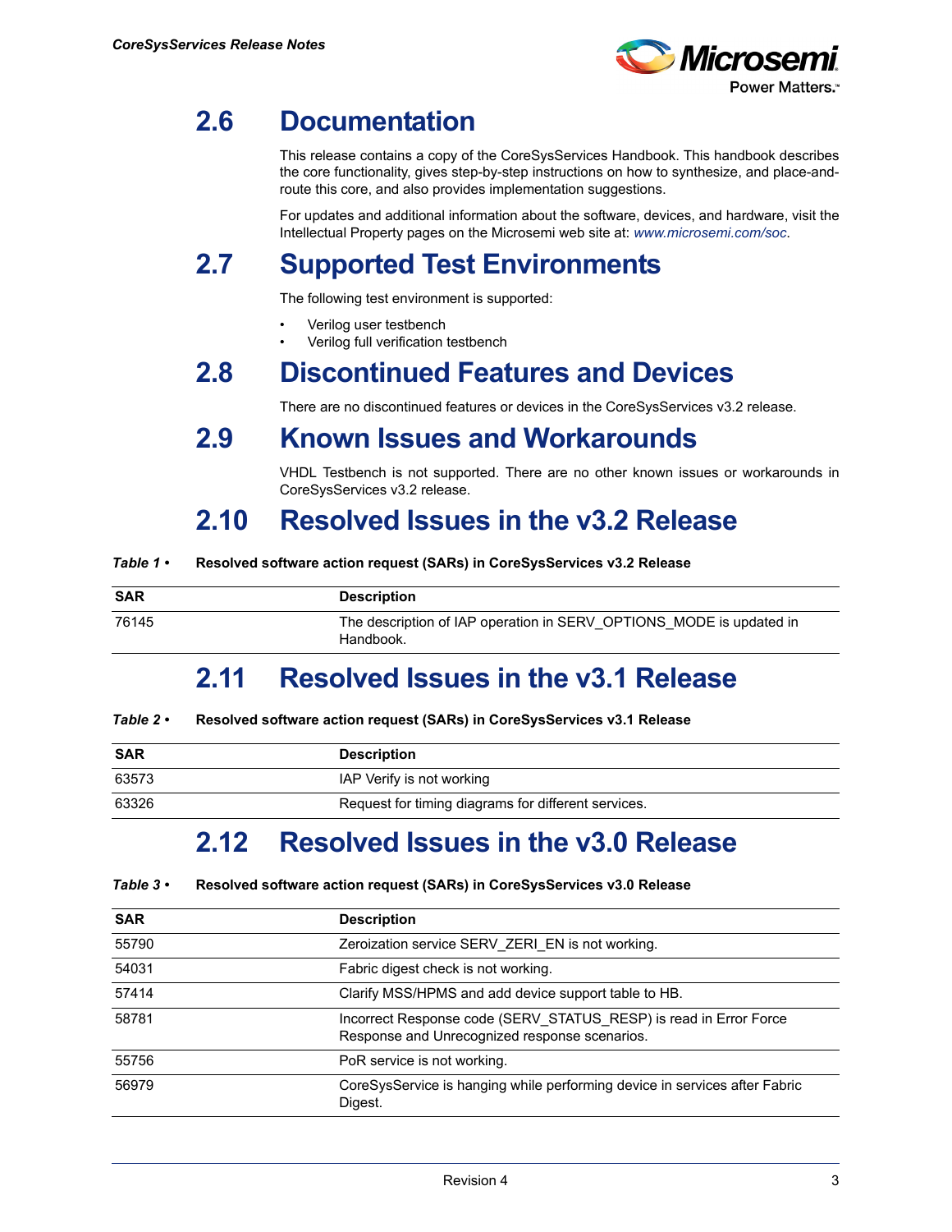## 2.6 Documentation

This release contains a copy of the CoreSysServices Handbook. This handbook describes the core functionality, gives step-by-step instructions on how to synthesize, and place-and-route this core, and also provides implementation suggestions.

For updates and additional information about the software, devices, and hardware, visit the Intellectual Property pages on the Microsemi web site at: *www.microsemi.com/soc*.

## 2.7 Supported Test Environments

The following test environment is supported:

- Verilog user testbench
- Verilog full verification testbench

## 2.8 Discontinued Features and Devices

There are no discontinued features or devices in the CoreSysServices v3.2 release.

## 2.9 Known Issues and Workarounds

VHDL Testbench is not supported. There are no other known issues or workarounds in CoreSysServices v3.2 release.

## 2.10 Resolved Issues in the v3.2 Release

***Table 1 •*** **Resolved software action request (SARs) in CoreSysServices v3.2 Release**

| SAR | Description |
|---|---|
| 76145 | The description of IAP operation in SERV_OPTIONS_MODE is updated in Handbook. |

## 2.11 Resolved Issues in the v3.1 Release

***Table 2 •*** **Resolved software action request (SARs) in CoreSysServices v3.1 Release**

| SAR | Description |
|---|---|
| 63573 | IAP Verify is not working |
| 63326 | Request for timing diagrams for different services. |

## 2.12 Resolved Issues in the v3.0 Release

***Table 3 •*** **Resolved software action request (SARs) in CoreSysServices v3.0 Release**

| SAR | Description |
|---|---|
| 55790 | Zeroization service SERV_ZERI_EN is not working. |
| 54031 | Fabric digest check is not working. |
| 57414 | Clarify MSS/HPMS and add device support table to HB. |
| 58781 | Incorrect Response code (SERV_STATUS_RESP) is read in Error Force Response and Unrecognized response scenarios. |
| 55756 | PoR service is not working. |
| 56979 | CoreSysService is hanging while performing device in services after Fabric Digest. |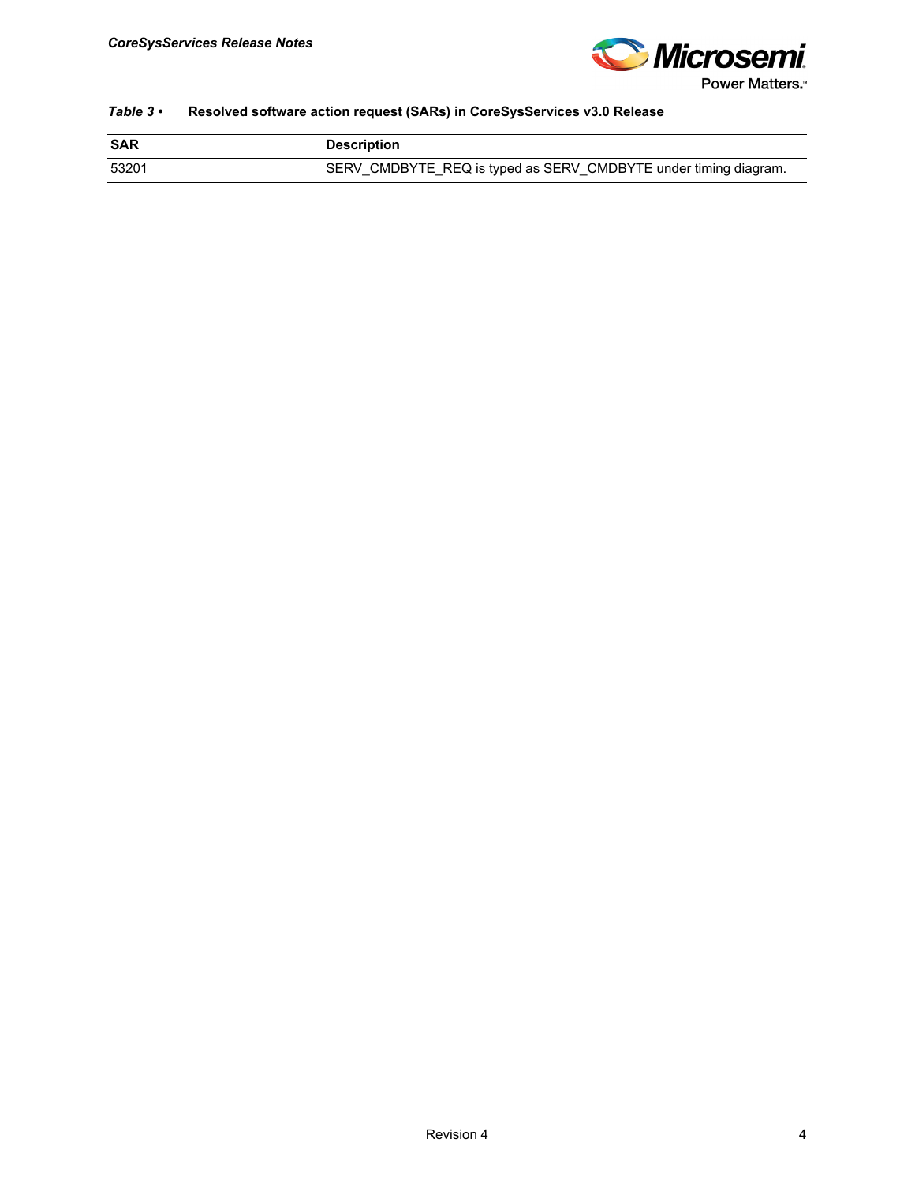*Table 3 •* **Resolved software action request (SARs) in CoreSysServices v3.0 Release**

| SAR | Description |
|---|---|
| 53201 | SERV_CMDBYTE_REQ is typed as SERV_CMDBYTE under timing diagram. |